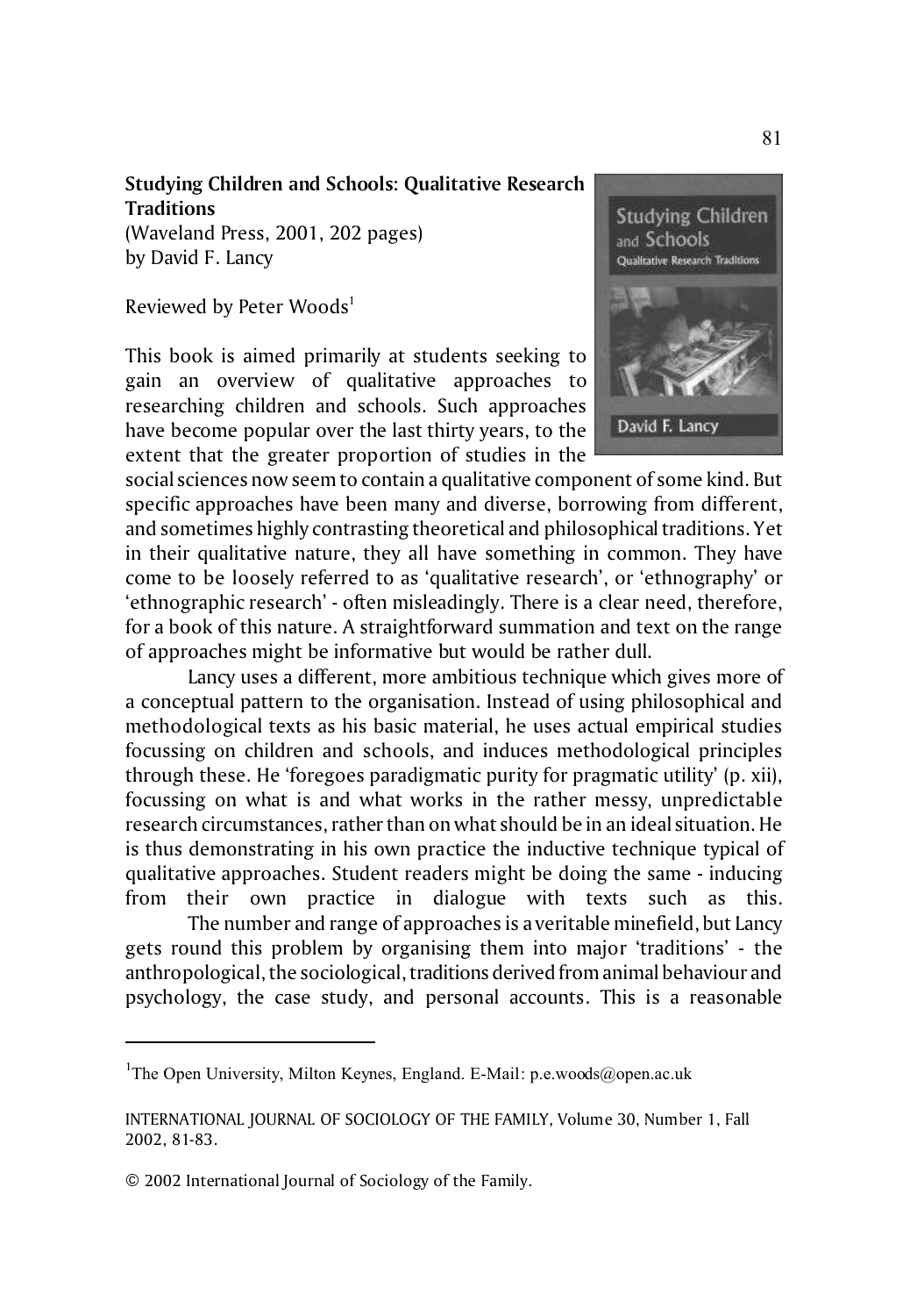**Studying Children and Schools: Qualitative Research Traditions**
(Waveland Press, 2001, 202 pages)
by David F. Lancy

Reviewed by Peter Woods[1]

This book is aimed primarily at students seeking to gain an overview of qualitative approaches to researching children and schools. Such approaches have become popular over the last thirty years, to the extent that the greater proportion of studies in the social sciences now seem to contain a qualitative component of some kind. But specific approaches have been many and diverse, borrowing from different, and sometimes highly contrasting theoretical and philosophical traditions. Yet in their qualitative nature, they all have something in common. They have come to be loosely referred to as 'qualitative research', or 'ethnography' or 'ethnographic research' - often misleadingly. There is a clear need, therefore, for a book of this nature. A straightforward summation and text on the range of approaches might be informative but would be rather dull.

Lancy uses a different, more ambitious technique which gives more of a conceptual pattern to the organisation. Instead of using philosophical and methodological texts as his basic material, he uses actual empirical studies focussing on children and schools, and induces methodological principles through these. He 'foregoes paradigmatic purity for pragmatic utility' (p. xii), focussing on what is and what works in the rather messy, unpredictable research circumstances, rather than on what should be in an ideal situation. He is thus demonstrating in his own practice the inductive technique typical of qualitative approaches. Student readers might be doing the same - inducing from their own practice in dialogue with texts such as this.

The number and range of approaches is a veritable minefield, but Lancy gets round this problem by organising them into major 'traditions' - the anthropological, the sociological, traditions derived from animal behaviour and psychology, the case study, and personal accounts. This is a reasonable

---

[1] The Open University, Milton Keynes, England. E-Mail: p.e.woods@open.ac.uk

© 2002 International Journal of Sociology of the Family.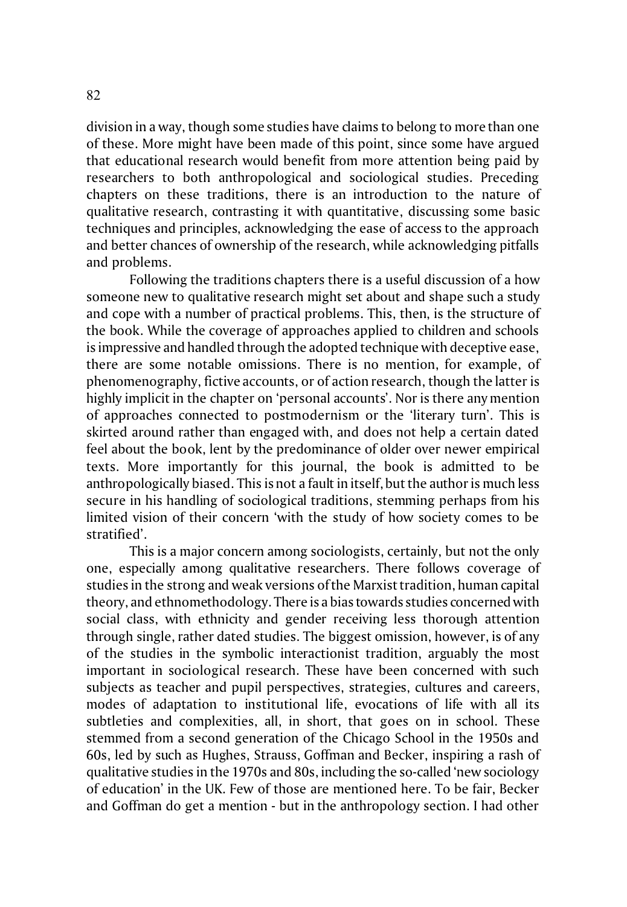division in a way, though some studies have claims to belong to more than one of these. More might have been made of this point, since some have argued that educational research would benefit from more attention being paid by researchers to both anthropological and sociological studies. Preceding chapters on these traditions, there is an introduction to the nature of qualitative research, contrasting it with quantitative, discussing some basic techniques and principles, acknowledging the ease of access to the approach and better chances of ownership of the research, while acknowledging pitfalls and problems.

Following the traditions chapters there is a useful discussion of a how someone new to qualitative research might set about and shape such a study and cope with a number of practical problems. This, then, is the structure of the book. While the coverage of approaches applied to children and schools is impressive and handled through the adopted technique with deceptive ease, there are some notable omissions. There is no mention, for example, of phenomenography, fictive accounts, or of action research, though the latter is highly implicit in the chapter on 'personal accounts'. Nor is there any mention of approaches connected to postmodernism or the 'literary turn'. This is skirted around rather than engaged with, and does not help a certain dated feel about the book, lent by the predominance of older over newer empirical texts. More importantly for this journal, the book is admitted to be anthropologically biased. This is not a fault in itself, but the author is much less secure in his handling of sociological traditions, stemming perhaps from his limited vision of their concern 'with the study of how society comes to be stratified'.

This is a major concern among sociologists, certainly, but not the only one, especially among qualitative researchers. There follows coverage of studies in the strong and weak versions of the Marxist tradition, human capital theory, and ethnomethodology. There is a bias towards studies concerned with social class, with ethnicity and gender receiving less thorough attention through single, rather dated studies. The biggest omission, however, is of any of the studies in the symbolic interactionist tradition, arguably the most important in sociological research. These have been concerned with such subjects as teacher and pupil perspectives, strategies, cultures and careers, modes of adaptation to institutional life, evocations of life with all its subtleties and complexities, all, in short, that goes on in school. These stemmed from a second generation of the Chicago School in the 1950s and 60s, led by such as Hughes, Strauss, Goffman and Becker, inspiring a rash of qualitative studies in the 1970s and 80s, including the so-called 'new sociology of education' in the UK. Few of those are mentioned here. To be fair, Becker and Goffman do get a mention - but in the anthropology section. I had other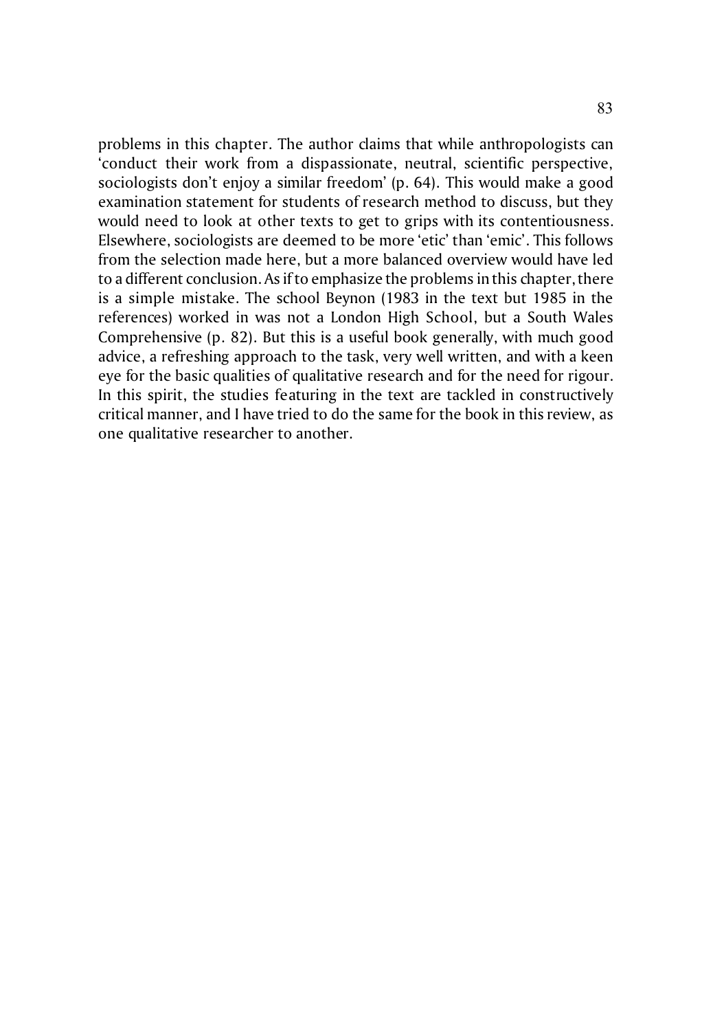problems in this chapter. The author claims that while anthropologists can 'conduct their work from a dispassionate, neutral, scientific perspective, sociologists don't enjoy a similar freedom' (p. 64). This would make a good examination statement for students of research method to discuss, but they would need to look at other texts to get to grips with its contentiousness. Elsewhere, sociologists are deemed to be more 'etic' than 'emic'. This follows from the selection made here, but a more balanced overview would have led to a different conclusion. As if to emphasize the problems in this chapter, there is a simple mistake. The school Beynon (1983 in the text but 1985 in the references) worked in was not a London High School, but a South Wales Comprehensive (p. 82). But this is a useful book generally, with much good advice, a refreshing approach to the task, very well written, and with a keen eye for the basic qualities of qualitative research and for the need for rigour. In this spirit, the studies featuring in the text are tackled in constructively critical manner, and I have tried to do the same for the book in this review, as one qualitative researcher to another.